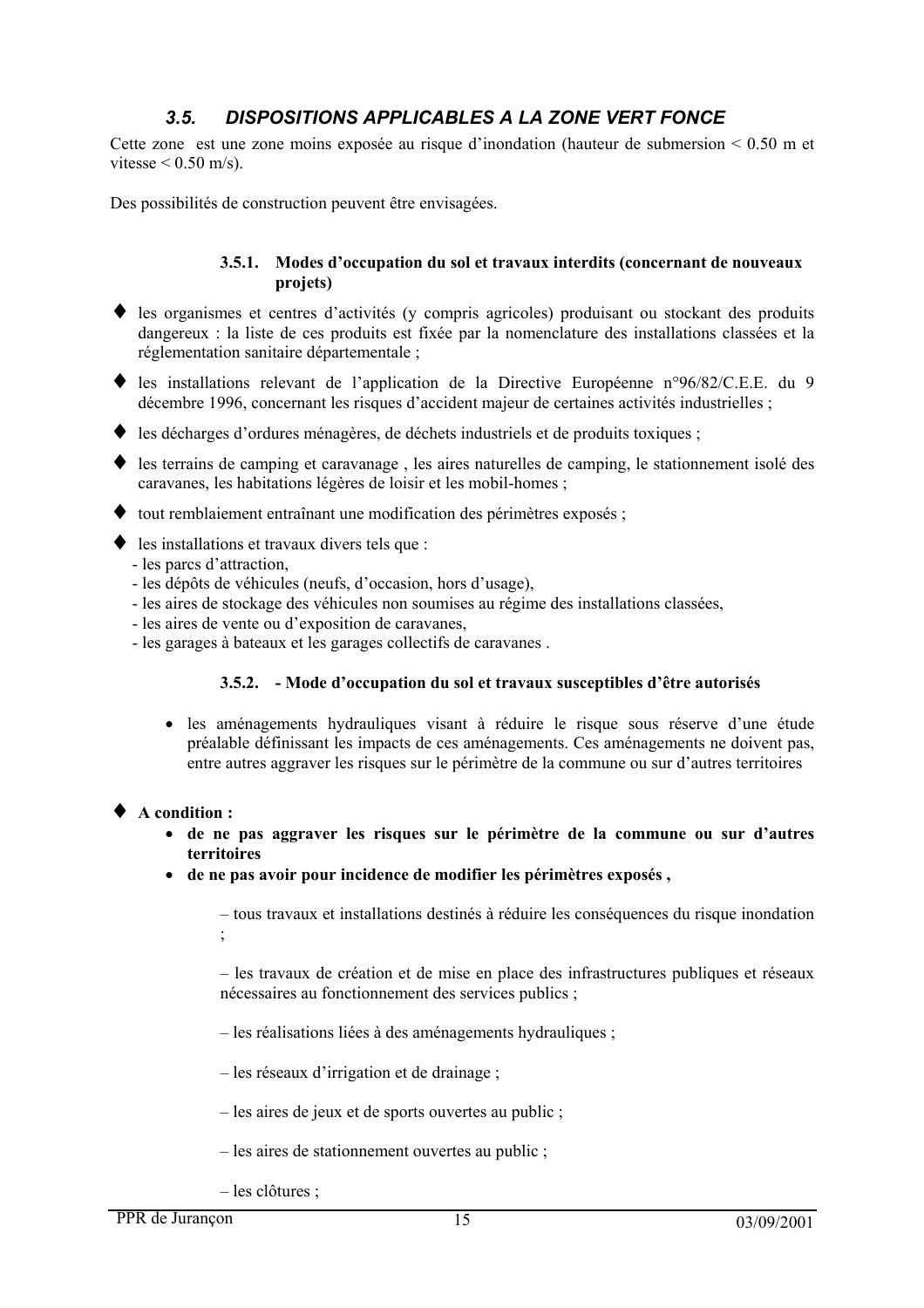## *3.5. DISPOSITIONS APPLICABLES A LA ZONE VERT FONCE*

Cette zone est une zone moins exposée au risque d'inondation (hauteur de submersion < 0.50 m et vitesse < 0.50 m/s).

Des possibilités de construction peuvent être envisagées.

### 3.5.1. Modes d'occupation du sol et travaux interdits (concernant de nouveaux projets)

- ♦ les organismes et centres d'activités (y compris agricoles) produisant ou stockant des produits dangereux : la liste de ces produits est fixée par la nomenclature des installations classées et la réglementation sanitaire départementale ;
- ♦ les installations relevant de l'application de la Directive Européenne n°96/82/C.E.E. du 9 décembre 1996, concernant les risques d'accident majeur de certaines activités industrielles ;
- ♦ les décharges d'ordures ménagères, de déchets industriels et de produits toxiques ;
- ♦ les terrains de camping et caravanage , les aires naturelles de camping, le stationnement isolé des caravanes, les habitations légères de loisir et les mobil-homes ;
- ♦ tout remblaiement entraînant une modification des périmètres exposés ;
- ♦ les installations et travaux divers tels que :
  - les parcs d'attraction,
  - les dépôts de véhicules (neufs, d'occasion, hors d'usage),
  - les aires de stockage des véhicules non soumises au régime des installations classées,
  - les aires de vente ou d'exposition de caravanes,
  - les garages à bateaux et les garages collectifs de caravanes .

### 3.5.2. - Mode d'occupation du sol et travaux susceptibles d'être autorisés

- les aménagements hydrauliques visant à réduire le risque sous réserve d'une étude préalable définissant les impacts de ces aménagements. Ces aménagements ne doivent pas, entre autres aggraver les risques sur le périmètre de la commune ou sur d'autres territoires

♦ **A condition :**

- **de ne pas aggraver les risques sur le périmètre de la commune ou sur d'autres territoires**
- **de ne pas avoir pour incidence de modifier les périmètres exposés ,**

– tous travaux et installations destinés à réduire les conséquences du risque inondation ;

– les travaux de création et de mise en place des infrastructures publiques et réseaux nécessaires au fonctionnement des services publics ;

– les réalisations liées à des aménagements hydrauliques ;

– les réseaux d'irrigation et de drainage ;

– les aires de jeux et de sports ouvertes au public ;

– les aires de stationnement ouvertes au public ;

– les clôtures ;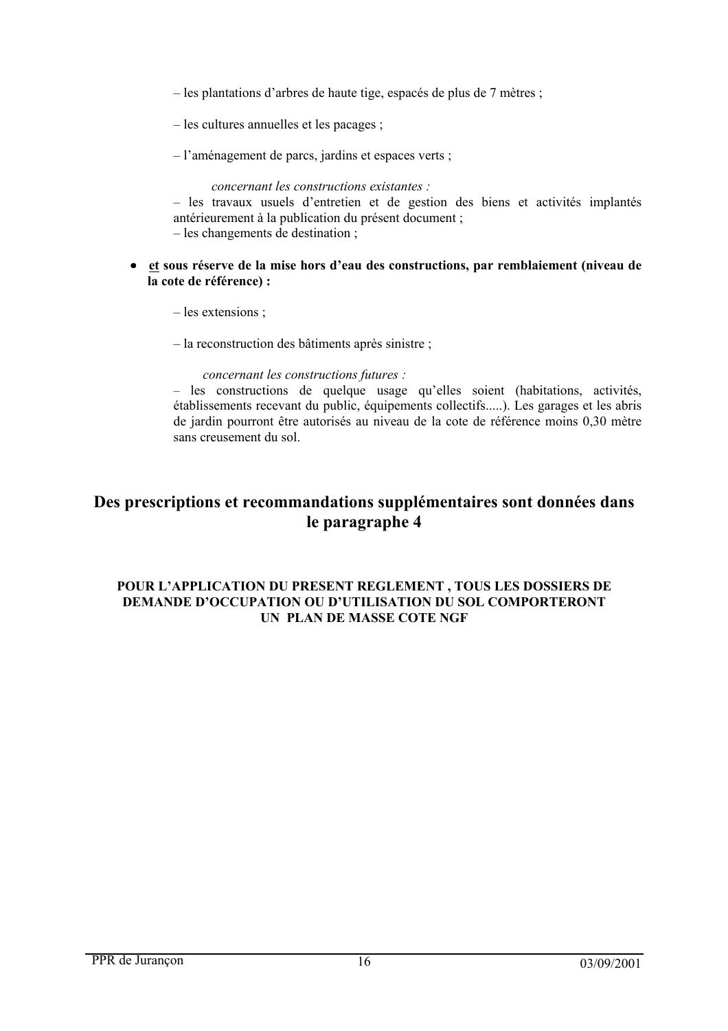– les plantations d'arbres de haute tige, espacés de plus de 7 mètres ;

– les cultures annuelles et les pacages ;

– l'aménagement de parcs, jardins et espaces verts ;

*concernant les constructions existantes :*

– les travaux usuels d'entretien et de gestion des biens et activités implantés antérieurement à la publication du présent document ;

– les changements de destination ;

- **<u>et</u> sous réserve de la mise hors d'eau des constructions, par remblaiement (niveau de la cote de référence) :**

– les extensions ;

– la reconstruction des bâtiments après sinistre ;

*concernant les constructions futures :*

– les constructions de quelque usage qu'elles soient (habitations, activités, établissements recevant du public, équipements collectifs.....). Les garages et les abris de jardin pourront être autorisés au niveau de la cote de référence moins 0,30 mètre sans creusement du sol.

## Des prescriptions et recommandations supplémentaires sont données dans le paragraphe 4

**POUR L'APPLICATION DU PRESENT REGLEMENT , TOUS LES DOSSIERS DE DEMANDE D'OCCUPATION OU D'UTILISATION DU SOL COMPORTERONT UN PLAN DE MASSE COTE NGF**